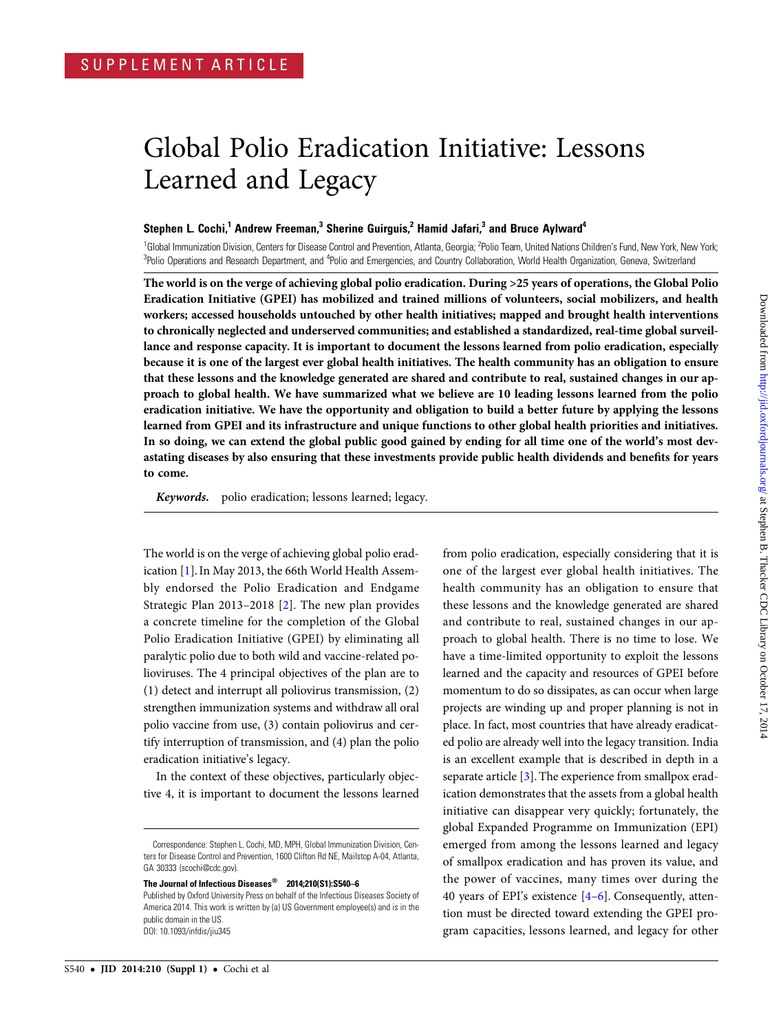SUPPLEMENT ARTICLE

# Global Polio Eradication Initiative: Lessons Learned and Legacy

**Stephen L. Cochi,[1] Andrew Freeman,[3] Sherine Guirguis,[2] Hamid Jafari,[3] and Bruce Aylward[4]**

[1]Global Immunization Division, Centers for Disease Control and Prevention, Atlanta, Georgia; [2]Polio Team, United Nations Children's Fund, New York, New York; [3]Polio Operations and Research Department, and [4]Polio and Emergencies, and Country Collaboration, World Health Organization, Geneva, Switzerland

**The world is on the verge of achieving global polio eradication. During >25 years of operations, the Global Polio Eradication Initiative (GPEI) has mobilized and trained millions of volunteers, social mobilizers, and health workers; accessed households untouched by other health initiatives; mapped and brought health interventions to chronically neglected and underserved communities; and established a standardized, real-time global surveillance and response capacity. It is important to document the lessons learned from polio eradication, especially because it is one of the largest ever global health initiatives. The health community has an obligation to ensure that these lessons and the knowledge generated are shared and contribute to real, sustained changes in our approach to global health. We have summarized what we believe are 10 leading lessons learned from the polio eradication initiative. We have the opportunity and obligation to build a better future by applying the lessons learned from GPEI and its infrastructure and unique functions to other global health priorities and initiatives. In so doing, we can extend the global public good gained by ending for all time one of the world's most devastating diseases by also ensuring that these investments provide public health dividends and benefits for years to come.**

***Keywords.*** polio eradication; lessons learned; legacy.

The world is on the verge of achieving global polio eradication [1]. In May 2013, the 66th World Health Assembly endorsed the Polio Eradication and Endgame Strategic Plan 2013–2018 [2]. The new plan provides a concrete timeline for the completion of the Global Polio Eradication Initiative (GPEI) by eliminating all paralytic polio due to both wild and vaccine-related polioviruses. The 4 principal objectives of the plan are to (1) detect and interrupt all poliovirus transmission, (2) strengthen immunization systems and withdraw all oral polio vaccine from use, (3) contain poliovirus and certify interruption of transmission, and (4) plan the polio eradication initiative's legacy.

In the context of these objectives, particularly objective 4, it is important to document the lessons learned from polio eradication, especially considering that it is one of the largest ever global health initiatives. The health community has an obligation to ensure that these lessons and the knowledge generated are shared and contribute to real, sustained changes in our approach to global health. There is no time to lose. We have a time-limited opportunity to exploit the lessons learned and the capacity and resources of GPEI before momentum to do so dissipates, as can occur when large projects are winding up and proper planning is not in place. In fact, most countries that have already eradicated polio are already well into the legacy transition. India is an excellent example that is described in depth in a separate article [3]. The experience from smallpox eradication demonstrates that the assets from a global health initiative can disappear very quickly; fortunately, the global Expanded Programme on Immunization (EPI) emerged from among the lessons learned and legacy of smallpox eradication and has proven its value, and the power of vaccines, many times over during the 40 years of EPI's existence [4–6]. Consequently, attention must be directed toward extending the GPEI program capacities, lessons learned, and legacy for other

Correspondence: Stephen L. Cochi, MD, MPH, Global Immunization Division, Centers for Disease Control and Prevention, 1600 Clifton Rd NE, Mailstop A-04, Atlanta, GA 30333 (scochi@cdc.gov).

**The Journal of Infectious Diseases® 2014;210(S1):S540–6**
Published by Oxford University Press on behalf of the Infectious Diseases Society of America 2014. This work is written by (a) US Government employee(s) and is in the public domain in the US.
DOI: 10.1093/infdis/jiu345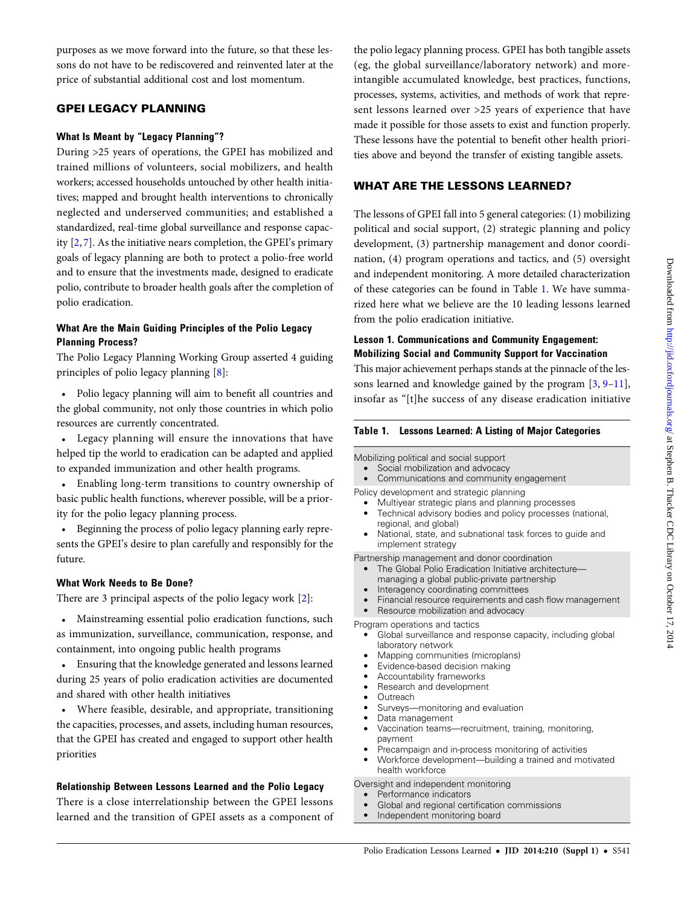purposes as we move forward into the future, so that these lessons do not have to be rediscovered and reinvented later at the price of substantial additional cost and lost momentum.

## GPEI LEGACY PLANNING

### What Is Meant by "Legacy Planning"?

During >25 years of operations, the GPEI has mobilized and trained millions of volunteers, social mobilizers, and health workers; accessed households untouched by other health initiatives; mapped and brought health interventions to chronically neglected and underserved communities; and established a standardized, real-time global surveillance and response capacity [2, 7]. As the initiative nears completion, the GPEI's primary goals of legacy planning are both to protect a polio-free world and to ensure that the investments made, designed to eradicate polio, contribute to broader health goals after the completion of polio eradication.

### What Are the Main Guiding Principles of the Polio Legacy Planning Process?

The Polio Legacy Planning Working Group asserted 4 guiding principles of polio legacy planning [8]:

- Polio legacy planning will aim to benefit all countries and the global community, not only those countries in which polio resources are currently concentrated.
- Legacy planning will ensure the innovations that have helped tip the world to eradication can be adapted and applied to expanded immunization and other health programs.
- Enabling long-term transitions to country ownership of basic public health functions, wherever possible, will be a priority for the polio legacy planning process.
- Beginning the process of polio legacy planning early represents the GPEI's desire to plan carefully and responsibly for the future.

### What Work Needs to Be Done?

There are 3 principal aspects of the polio legacy work [2]:

- Mainstreaming essential polio eradication functions, such as immunization, surveillance, communication, response, and containment, into ongoing public health programs
- Ensuring that the knowledge generated and lessons learned during 25 years of polio eradication activities are documented and shared with other health initiatives
- Where feasible, desirable, and appropriate, transitioning the capacities, processes, and assets, including human resources, that the GPEI has created and engaged to support other health priorities

### Relationship Between Lessons Learned and the Polio Legacy

There is a close interrelationship between the GPEI lessons learned and the transition of GPEI assets as a component of the polio legacy planning process. GPEI has both tangible assets (eg, the global surveillance/laboratory network) and more-intangible accumulated knowledge, best practices, functions, processes, systems, activities, and methods of work that represent lessons learned over >25 years of experience that have made it possible for those assets to exist and function properly. These lessons have the potential to benefit other health priorities above and beyond the transfer of existing tangible assets.

## WHAT ARE THE LESSONS LEARNED?

The lessons of GPEI fall into 5 general categories: (1) mobilizing political and social support, (2) strategic planning and policy development, (3) partnership management and donor coordination, (4) program operations and tactics, and (5) oversight and independent monitoring. A more detailed characterization of these categories can be found in Table 1. We have summarized here what we believe are the 10 leading lessons learned from the polio eradication initiative.

### Lesson 1. Communications and Community Engagement: Mobilizing Social and Community Support for Vaccination

This major achievement perhaps stands at the pinnacle of the lessons learned and knowledge gained by the program [3, 9–11], insofar as "[t]he success of any disease eradication initiative

**Table 1. Lessons Learned: A Listing of Major Categories**

Mobilizing political and social support
- Social mobilization and advocacy
- Communications and community engagement

Policy development and strategic planning
- Multiyear strategic plans and planning processes
- Technical advisory bodies and policy processes (national, regional, and global)
- National, state, and subnational task forces to guide and implement strategy

Partnership management and donor coordination
- The Global Polio Eradication Initiative architecture—managing a global public-private partnership
- Interagency coordinating committees
- Financial resource requirements and cash flow management
- Resource mobilization and advocacy

Program operations and tactics
- Global surveillance and response capacity, including global laboratory network
- Mapping communities (microplans)
- Evidence-based decision making
- Accountability frameworks
- Research and development
- Outreach
- Surveys—monitoring and evaluation
- Data management
- Vaccination teams—recruitment, training, monitoring, payment
- Precampaign and in-process monitoring of activities
- Workforce development—building a trained and motivated health workforce

Oversight and independent monitoring
- Performance indicators
- Global and regional certification commissions
- Independent monitoring board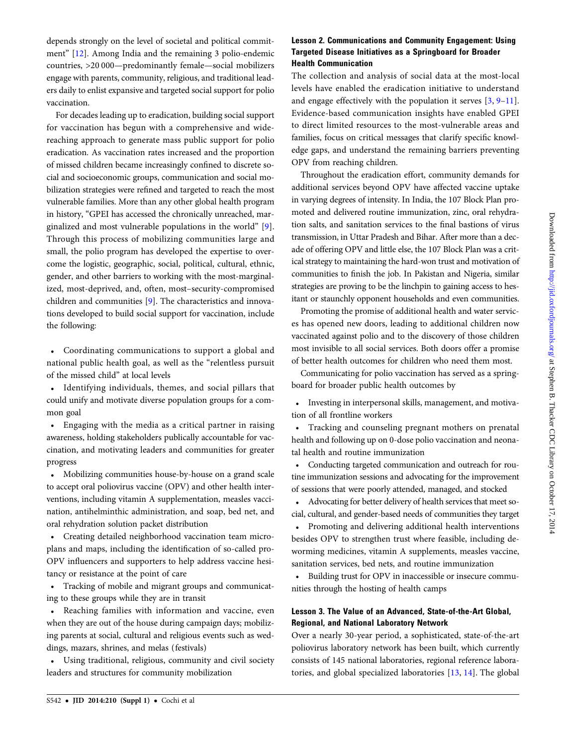depends strongly on the level of societal and political commitment" [12]. Among India and the remaining 3 polio-endemic countries, >20 000—predominantly female—social mobilizers engage with parents, community, religious, and traditional leaders daily to enlist expansive and targeted social support for polio vaccination.

For decades leading up to eradication, building social support for vaccination has begun with a comprehensive and wide-reaching approach to generate mass public support for polio eradication. As vaccination rates increased and the proportion of missed children became increasingly confined to discrete social and socioeconomic groups, communication and social mobilization strategies were refined and targeted to reach the most vulnerable families. More than any other global health program in history, "GPEI has accessed the chronically unreached, marginalized and most vulnerable populations in the world" [9]. Through this process of mobilizing communities large and small, the polio program has developed the expertise to overcome the logistic, geographic, social, political, cultural, ethnic, gender, and other barriers to working with the most-marginalized, most-deprived, and, often, most–security-compromised children and communities [9]. The characteristics and innovations developed to build social support for vaccination, include the following:

- Coordinating communications to support a global and national public health goal, as well as the "relentless pursuit of the missed child" at local levels
- Identifying individuals, themes, and social pillars that could unify and motivate diverse population groups for a common goal
- Engaging with the media as a critical partner in raising awareness, holding stakeholders publically accountable for vaccination, and motivating leaders and communities for greater progress
- Mobilizing communities house-by-house on a grand scale to accept oral poliovirus vaccine (OPV) and other health interventions, including vitamin A supplementation, measles vaccination, antihelminthic administration, and soap, bed net, and oral rehydration solution packet distribution
- Creating detailed neighborhood vaccination team microplans and maps, including the identification of so-called pro-OPV influencers and supporters to help address vaccine hesitancy or resistance at the point of care
- Tracking of mobile and migrant groups and communicating to these groups while they are in transit
- Reaching families with information and vaccine, even when they are out of the house during campaign days; mobilizing parents at social, cultural and religious events such as weddings, mazars, shrines, and melas (festivals)
- Using traditional, religious, community and civil society leaders and structures for community mobilization

### Lesson 2. Communications and Community Engagement: Using Targeted Disease Initiatives as a Springboard for Broader Health Communication

The collection and analysis of social data at the most-local levels have enabled the eradication initiative to understand and engage effectively with the population it serves [3, 9–11]. Evidence-based communication insights have enabled GPEI to direct limited resources to the most-vulnerable areas and families, focus on critical messages that clarify specific knowledge gaps, and understand the remaining barriers preventing OPV from reaching children.

Throughout the eradication effort, community demands for additional services beyond OPV have affected vaccine uptake in varying degrees of intensity. In India, the 107 Block Plan promoted and delivered routine immunization, zinc, oral rehydration salts, and sanitation services to the final bastions of virus transmission, in Uttar Pradesh and Bihar. After more than a decade of offering OPV and little else, the 107 Block Plan was a critical strategy to maintaining the hard-won trust and motivation of communities to finish the job. In Pakistan and Nigeria, similar strategies are proving to be the linchpin to gaining access to hesitant or staunchly opponent households and even communities.

Promoting the promise of additional health and water services has opened new doors, leading to additional children now vaccinated against polio and to the discovery of those children most invisible to all social services. Both doors offer a promise of better health outcomes for children who need them most.

Communicating for polio vaccination has served as a springboard for broader public health outcomes by

- Investing in interpersonal skills, management, and motivation of all frontline workers
- Tracking and counseling pregnant mothers on prenatal health and following up on 0-dose polio vaccination and neonatal health and routine immunization
- Conducting targeted communication and outreach for routine immunization sessions and advocating for the improvement of sessions that were poorly attended, managed, and stocked
- Advocating for better delivery of health services that meet social, cultural, and gender-based needs of communities they target
- Promoting and delivering additional health interventions besides OPV to strengthen trust where feasible, including deworming medicines, vitamin A supplements, measles vaccine, sanitation services, bed nets, and routine immunization
- Building trust for OPV in inaccessible or insecure communities through the hosting of health camps

### Lesson 3. The Value of an Advanced, State-of-the-Art Global, Regional, and National Laboratory Network

Over a nearly 30-year period, a sophisticated, state-of-the-art poliovirus laboratory network has been built, which currently consists of 145 national laboratories, regional reference laboratories, and global specialized laboratories [13, 14]. The global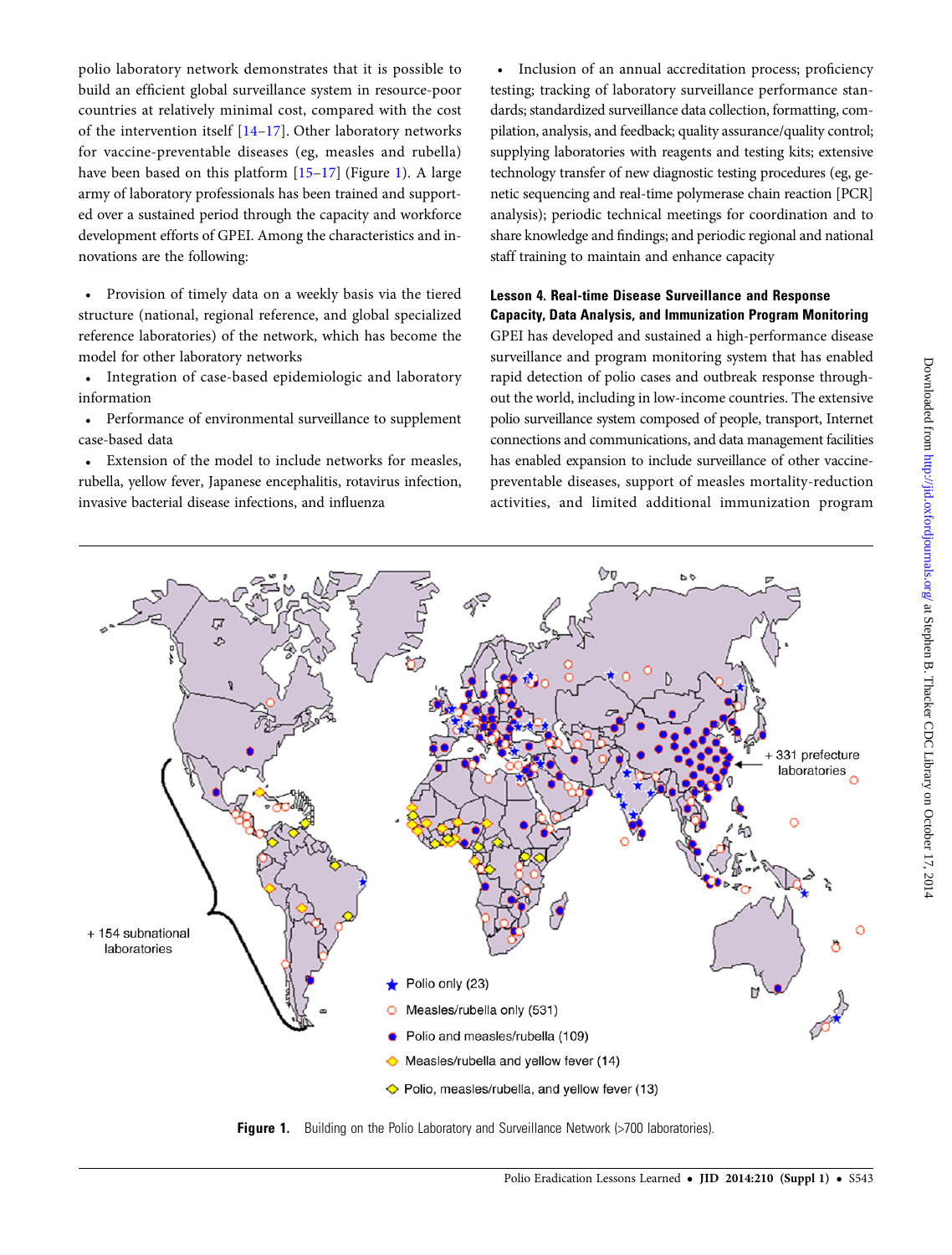polio laboratory network demonstrates that it is possible to build an efficient global surveillance system in resource-poor countries at relatively minimal cost, compared with the cost of the intervention itself [14–17]. Other laboratory networks for vaccine-preventable diseases (eg, measles and rubella) have been based on this platform [15–17] (Figure 1). A large army of laboratory professionals has been trained and supported over a sustained period through the capacity and workforce development efforts of GPEI. Among the characteristics and innovations are the following:

- Provision of timely data on a weekly basis via the tiered structure (national, regional reference, and global specialized reference laboratories) of the network, which has become the model for other laboratory networks
- Integration of case-based epidemiologic and laboratory information
- Performance of environmental surveillance to supplement case-based data
- Extension of the model to include networks for measles, rubella, yellow fever, Japanese encephalitis, rotavirus infection, invasive bacterial disease infections, and influenza
- Inclusion of an annual accreditation process; proficiency testing; tracking of laboratory surveillance performance standards; standardized surveillance data collection, formatting, compilation, analysis, and feedback; quality assurance/quality control; supplying laboratories with reagents and testing kits; extensive technology transfer of new diagnostic testing procedures (eg, genetic sequencing and real-time polymerase chain reaction [PCR] analysis); periodic technical meetings for coordination and to share knowledge and findings; and periodic regional and national staff training to maintain and enhance capacity

#### Lesson 4. Real-time Disease Surveillance and Response Capacity, Data Analysis, and Immunization Program Monitoring

GPEI has developed and sustained a high-performance disease surveillance and program monitoring system that has enabled rapid detection of polio cases and outbreak response throughout the world, including in low-income countries. The extensive polio surveillance system composed of people, transport, Internet connections and communications, and data management facilities has enabled expansion to include surveillance of other vaccine-preventable diseases, support of measles mortality-reduction activities, and limited additional immunization program

Figure 1. Building on the Polio Laboratory and Surveillance Network (>700 laboratories).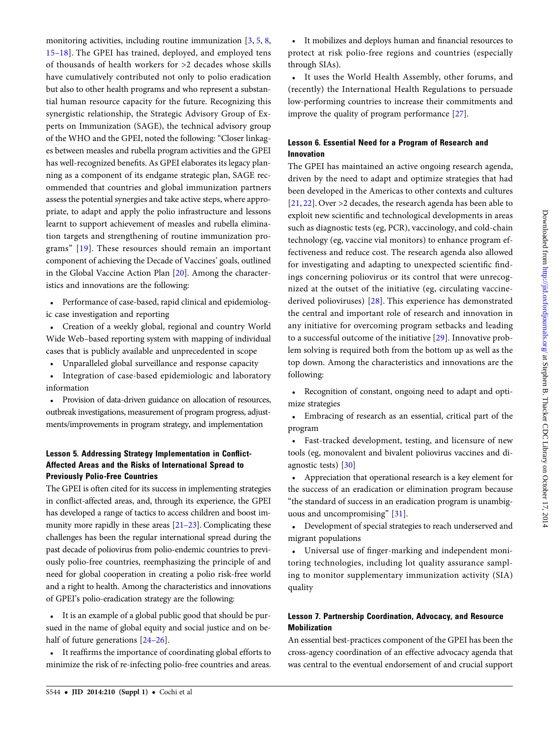monitoring activities, including routine immunization [3, 5, 8, 15–18]. The GPEI has trained, deployed, and employed tens of thousands of health workers for >2 decades whose skills have cumulatively contributed not only to polio eradication but also to other health programs and who represent a substantial human resource capacity for the future. Recognizing this synergistic relationship, the Strategic Advisory Group of Experts on Immunization (SAGE), the technical advisory group of the WHO and the GPEI, noted the following: "Closer linkages between measles and rubella program activities and the GPEI has well-recognized benefits. As GPEI elaborates its legacy planning as a component of its endgame strategic plan, SAGE recommended that countries and global immunization partners assess the potential synergies and take active steps, where appropriate, to adapt and apply the polio infrastructure and lessons learnt to support achievement of measles and rubella elimination targets and strengthening of routine immunization programs" [19]. These resources should remain an important component of achieving the Decade of Vaccines' goals, outlined in the Global Vaccine Action Plan [20]. Among the characteristics and innovations are the following:

- Performance of case-based, rapid clinical and epidemiologic case investigation and reporting
- Creation of a weekly global, regional and country World Wide Web–based reporting system with mapping of individual cases that is publicly available and unprecedented in scope
- Unparalleled global surveillance and response capacity
- Integration of case-based epidemiologic and laboratory information
- Provision of data-driven guidance on allocation of resources, outbreak investigations, measurement of program progress, adjustments/improvements in program strategy, and implementation

### Lesson 5. Addressing Strategy Implementation in Conflict-Affected Areas and the Risks of International Spread to Previously Polio-Free Countries

The GPEI is often cited for its success in implementing strategies in conflict-affected areas, and, through its experience, the GPEI has developed a range of tactics to access children and boost immunity more rapidly in these areas [21–23]. Complicating these challenges has been the regular international spread during the past decade of poliovirus from polio-endemic countries to previously polio-free countries, reemphasizing the principle of and need for global cooperation in creating a polio risk-free world and a right to health. Among the characteristics and innovations of GPEI's polio-eradication strategy are the following:

- It is an example of a global public good that should be pursued in the name of global equity and social justice and on behalf of future generations [24–26].
- It reaffirms the importance of coordinating global efforts to minimize the risk of re-infecting polio-free countries and areas.
- It mobilizes and deploys human and financial resources to protect at risk polio-free regions and countries (especially through SIAs).
- It uses the World Health Assembly, other forums, and (recently) the International Health Regulations to persuade low-performing countries to increase their commitments and improve the quality of program performance [27].

### Lesson 6. Essential Need for a Program of Research and Innovation

The GPEI has maintained an active ongoing research agenda, driven by the need to adapt and optimize strategies that had been developed in the Americas to other contexts and cultures [21, 22]. Over >2 decades, the research agenda has been able to exploit new scientific and technological developments in areas such as diagnostic tests (eg, PCR), vaccinology, and cold-chain technology (eg, vaccine vial monitors) to enhance program effectiveness and reduce cost. The research agenda also allowed for investigating and adapting to unexpected scientific findings concerning poliovirus or its control that were unrecognized at the outset of the initiative (eg, circulating vaccine-derived polioviruses) [28]. This experience has demonstrated the central and important role of research and innovation in any initiative for overcoming program setbacks and leading to a successful outcome of the initiative [29]. Innovative problem solving is required both from the bottom up as well as the top down. Among the characteristics and innovations are the following:

- Recognition of constant, ongoing need to adapt and optimize strategies
- Embracing of research as an essential, critical part of the program
- Fast-tracked development, testing, and licensure of new tools (eg, monovalent and bivalent poliovirus vaccines and diagnostic tests) [30]
- Appreciation that operational research is a key element for the success of an eradication or elimination program because "the standard of success in an eradication program is unambiguous and uncompromising" [31].
- Development of special strategies to reach underserved and migrant populations
- Universal use of finger-marking and independent monitoring technologies, including lot quality assurance sampling to monitor supplementary immunization activity (SIA) quality

### Lesson 7. Partnership Coordination, Advocacy, and Resource Mobilization

An essential best-practices component of the GPEI has been the cross-agency coordination of an effective advocacy agenda that was central to the eventual endorsement of and crucial support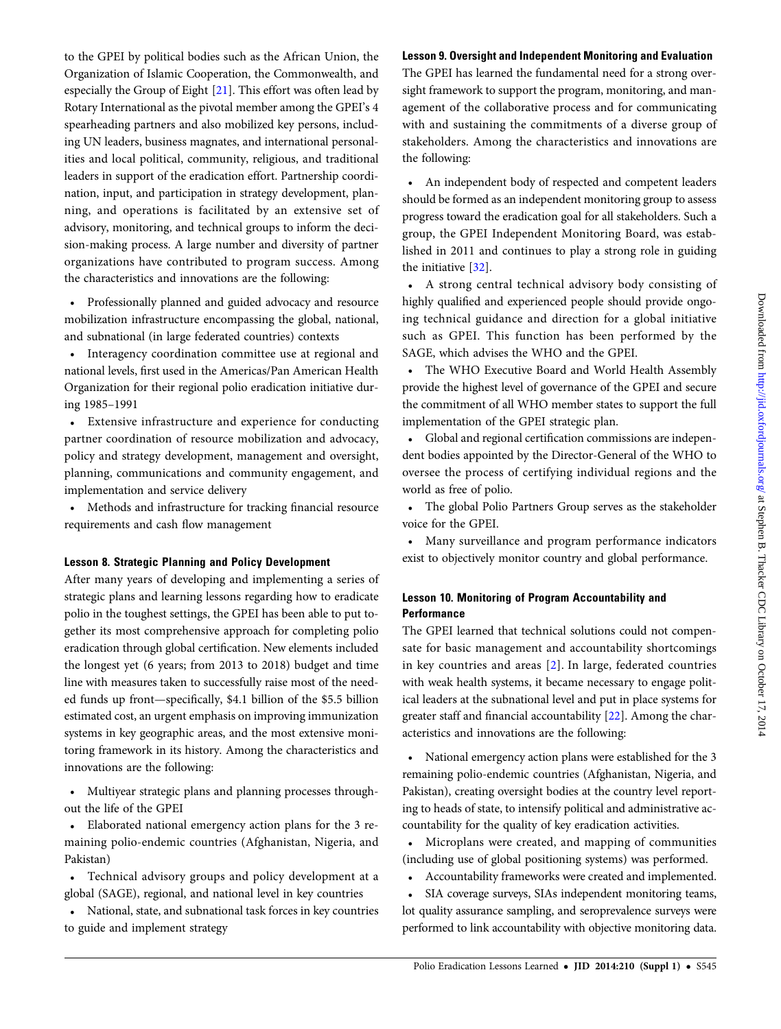to the GPEI by political bodies such as the African Union, the Organization of Islamic Cooperation, the Commonwealth, and especially the Group of Eight [21]. This effort was often lead by Rotary International as the pivotal member among the GPEI's 4 spearheading partners and also mobilized key persons, including UN leaders, business magnates, and international personalities and local political, community, religious, and traditional leaders in support of the eradication effort. Partnership coordination, input, and participation in strategy development, planning, and operations is facilitated by an extensive set of advisory, monitoring, and technical groups to inform the decision-making process. A large number and diversity of partner organizations have contributed to program success. Among the characteristics and innovations are the following:

- Professionally planned and guided advocacy and resource mobilization infrastructure encompassing the global, national, and subnational (in large federated countries) contexts
- Interagency coordination committee use at regional and national levels, first used in the Americas/Pan American Health Organization for their regional polio eradication initiative during 1985–1991
- Extensive infrastructure and experience for conducting partner coordination of resource mobilization and advocacy, policy and strategy development, management and oversight, planning, communications and community engagement, and implementation and service delivery
- Methods and infrastructure for tracking financial resource requirements and cash flow management

### Lesson 8. Strategic Planning and Policy Development

After many years of developing and implementing a series of strategic plans and learning lessons regarding how to eradicate polio in the toughest settings, the GPEI has been able to put together its most comprehensive approach for completing polio eradication through global certification. New elements included the longest yet (6 years; from 2013 to 2018) budget and time line with measures taken to successfully raise most of the needed funds up front—specifically, $4.1 billion of the $5.5 billion estimated cost, an urgent emphasis on improving immunization systems in key geographic areas, and the most extensive monitoring framework in its history. Among the characteristics and innovations are the following:

- Multiyear strategic plans and planning processes throughout the life of the GPEI
- Elaborated national emergency action plans for the 3 remaining polio-endemic countries (Afghanistan, Nigeria, and Pakistan)
- Technical advisory groups and policy development at a global (SAGE), regional, and national level in key countries
- National, state, and subnational task forces in key countries to guide and implement strategy

### Lesson 9. Oversight and Independent Monitoring and Evaluation

The GPEI has learned the fundamental need for a strong oversight framework to support the program, monitoring, and management of the collaborative process and for communicating with and sustaining the commitments of a diverse group of stakeholders. Among the characteristics and innovations are the following:

- An independent body of respected and competent leaders should be formed as an independent monitoring group to assess progress toward the eradication goal for all stakeholders. Such a group, the GPEI Independent Monitoring Board, was established in 2011 and continues to play a strong role in guiding the initiative [32].
- A strong central technical advisory body consisting of highly qualified and experienced people should provide ongoing technical guidance and direction for a global initiative such as GPEI. This function has been performed by the SAGE, which advises the WHO and the GPEI.
- The WHO Executive Board and World Health Assembly provide the highest level of governance of the GPEI and secure the commitment of all WHO member states to support the full implementation of the GPEI strategic plan.
- Global and regional certification commissions are independent bodies appointed by the Director-General of the WHO to oversee the process of certifying individual regions and the world as free of polio.
- The global Polio Partners Group serves as the stakeholder voice for the GPEI.
- Many surveillance and program performance indicators exist to objectively monitor country and global performance.

### Lesson 10. Monitoring of Program Accountability and Performance

The GPEI learned that technical solutions could not compensate for basic management and accountability shortcomings in key countries and areas [2]. In large, federated countries with weak health systems, it became necessary to engage political leaders at the subnational level and put in place systems for greater staff and financial accountability [22]. Among the characteristics and innovations are the following:

- National emergency action plans were established for the 3 remaining polio-endemic countries (Afghanistan, Nigeria, and Pakistan), creating oversight bodies at the country level reporting to heads of state, to intensify political and administrative accountability for the quality of key eradication activities.
- Microplans were created, and mapping of communities (including use of global positioning systems) was performed.
- Accountability frameworks were created and implemented.
- SIA coverage surveys, SIAs independent monitoring teams, lot quality assurance sampling, and seroprevalence surveys were performed to link accountability with objective monitoring data.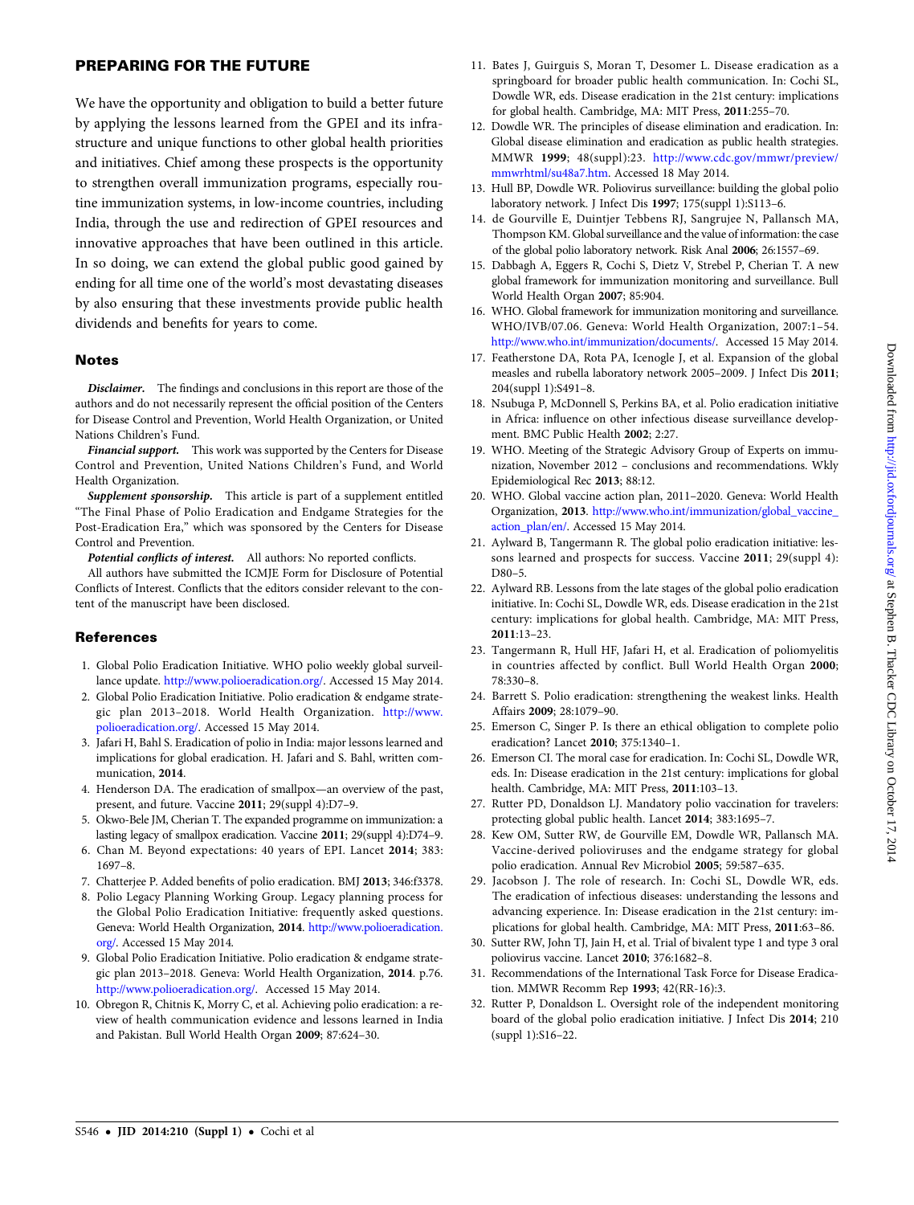## PREPARING FOR THE FUTURE

We have the opportunity and obligation to build a better future by applying the lessons learned from the GPEI and its infrastructure and unique functions to other global health priorities and initiatives. Chief among these prospects is the opportunity to strengthen overall immunization programs, especially routine immunization systems, in low-income countries, including India, through the use and redirection of GPEI resources and innovative approaches that have been outlined in this article. In so doing, we can extend the global public good gained by ending for all time one of the world's most devastating diseases by also ensuring that these investments provide public health dividends and benefits for years to come.

## Notes

***Disclaimer.*** The findings and conclusions in this report are those of the authors and do not necessarily represent the official position of the Centers for Disease Control and Prevention, World Health Organization, or United Nations Children's Fund.

***Financial support.*** This work was supported by the Centers for Disease Control and Prevention, United Nations Children's Fund, and World Health Organization.

***Supplement sponsorship.*** This article is part of a supplement entitled "The Final Phase of Polio Eradication and Endgame Strategies for the Post-Eradication Era," which was sponsored by the Centers for Disease Control and Prevention.

***Potential conflicts of interest.*** All authors: No reported conflicts.

All authors have submitted the ICMJE Form for Disclosure of Potential Conflicts of Interest. Conflicts that the editors consider relevant to the content of the manuscript have been disclosed.

## References

1. Global Polio Eradication Initiative. WHO polio weekly global surveillance update. http://www.polioeradication.org/. Accessed 15 May 2014.
2. Global Polio Eradication Initiative. Polio eradication & endgame strategic plan 2013–2018. World Health Organization. http://www.polioeradication.org/. Accessed 15 May 2014.
3. Jafari H, Bahl S. Eradication of polio in India: major lessons learned and implications for global eradication. H. Jafari and S. Bahl, written communication, **2014**.
4. Henderson DA. The eradication of smallpox—an overview of the past, present, and future. Vaccine **2011**; 29(suppl 4):D7–9.
5. Okwo-Bele JM, Cherian T. The expanded programme on immunization: a lasting legacy of smallpox eradication. Vaccine **2011**; 29(suppl 4):D74–9.
6. Chan M. Beyond expectations: 40 years of EPI. Lancet **2014**; 383: 1697–8.
7. Chatterjee P. Added benefits of polio eradication. BMJ **2013**; 346:f3378.
8. Polio Legacy Planning Working Group. Legacy planning process for the Global Polio Eradication Initiative: frequently asked questions. Geneva: World Health Organization, **2014**. http://www.polioeradication.org/. Accessed 15 May 2014.
9. Global Polio Eradication Initiative. Polio eradication & endgame strategic plan 2013–2018. Geneva: World Health Organization, **2014**. p.76. http://www.polioeradication.org/. Accessed 15 May 2014.
10. Obregon R, Chitnis K, Morry C, et al. Achieving polio eradication: a review of health communication evidence and lessons learned in India and Pakistan. Bull World Health Organ **2009**; 87:624–30.
11. Bates J, Guirguis S, Moran T, Desomer L. Disease eradication as a springboard for broader public health communication. In: Cochi SL, Dowdle WR, eds. Disease eradication in the 21st century: implications for global health. Cambridge, MA: MIT Press, **2011**:255–70.
12. Dowdle WR. The principles of disease elimination and eradication. In: Global disease elimination and eradication as public health strategies. MMWR **1999**; 48(suppl):23. http://www.cdc.gov/mmwr/preview/mmwrhtml/su48a7.htm. Accessed 18 May 2014.
13. Hull BP, Dowdle WR. Poliovirus surveillance: building the global polio laboratory network. J Infect Dis **1997**; 175(suppl 1):S113–6.
14. de Gourville E, Duintjer Tebbens RJ, Sangrujee N, Pallansch MA, Thompson KM. Global surveillance and the value of information: the case of the global polio laboratory network. Risk Anal **2006**; 26:1557–69.
15. Dabbagh A, Eggers R, Cochi S, Dietz V, Strebel P, Cherian T. A new global framework for immunization monitoring and surveillance. Bull World Health Organ **2007**; 85:904.
16. WHO. Global framework for immunization monitoring and surveillance. WHO/IVB/07.06. Geneva: World Health Organization, 2007:1–54. http://www.who.int/immunization/documents/. Accessed 15 May 2014.
17. Featherstone DA, Rota PA, Icenogle J, et al. Expansion of the global measles and rubella laboratory network 2005–2009. J Infect Dis **2011**; 204(suppl 1):S491–8.
18. Nsubuga P, McDonnell S, Perkins BA, et al. Polio eradication initiative in Africa: influence on other infectious disease surveillance development. BMC Public Health **2002**; 2:27.
19. WHO. Meeting of the Strategic Advisory Group of Experts on immunization, November 2012 – conclusions and recommendations. Wkly Epidemiological Rec **2013**; 88:12.
20. WHO. Global vaccine action plan, 2011–2020. Geneva: World Health Organization, **2013**. http://www.who.int/immunization/global_vaccine_action_plan/en/. Accessed 15 May 2014.
21. Aylward B, Tangermann R. The global polio eradication initiative: lessons learned and prospects for success. Vaccine **2011**; 29(suppl 4): D80–5.
22. Aylward RB. Lessons from the late stages of the global polio eradication initiative. In: Cochi SL, Dowdle WR, eds. Disease eradication in the 21st century: implications for global health. Cambridge, MA: MIT Press, **2011**:13–23.
23. Tangermann R, Hull HF, Jafari H, et al. Eradication of poliomyelitis in countries affected by conflict. Bull World Health Organ **2000**; 78:330–8.
24. Barrett S. Polio eradication: strengthening the weakest links. Health Affairs **2009**; 28:1079–90.
25. Emerson C, Singer P. Is there an ethical obligation to complete polio eradication? Lancet **2010**; 375:1340–1.
26. Emerson CI. The moral case for eradication. In: Cochi SL, Dowdle WR, eds. In: Disease eradication in the 21st century: implications for global health. Cambridge, MA: MIT Press, **2011**:103–13.
27. Rutter PD, Donaldson LJ. Mandatory polio vaccination for travelers: protecting global public health. Lancet **2014**; 383:1695–7.
28. Kew OM, Sutter RW, de Gourville EM, Dowdle WR, Pallansch MA. Vaccine-derived polioviruses and the endgame strategy for global polio eradication. Annual Rev Microbiol **2005**; 59:587–635.
29. Jacobson J. The role of research. In: Cochi SL, Dowdle WR, eds. The eradication of infectious diseases: understanding the lessons and advancing experience. In: Disease eradication in the 21st century: implications for global health. Cambridge, MA: MIT Press, **2011**:63–86.
30. Sutter RW, John TJ, Jain H, et al. Trial of bivalent type 1 and type 3 oral poliovirus vaccine. Lancet **2010**; 376:1682–8.
31. Recommendations of the International Task Force for Disease Eradication. MMWR Recomm Rep **1993**; 42(RR-16):3.
32. Rutter P, Donaldson L. Oversight role of the independent monitoring board of the global polio eradication initiative. J Infect Dis **2014**; 210 (suppl 1):S16–22.